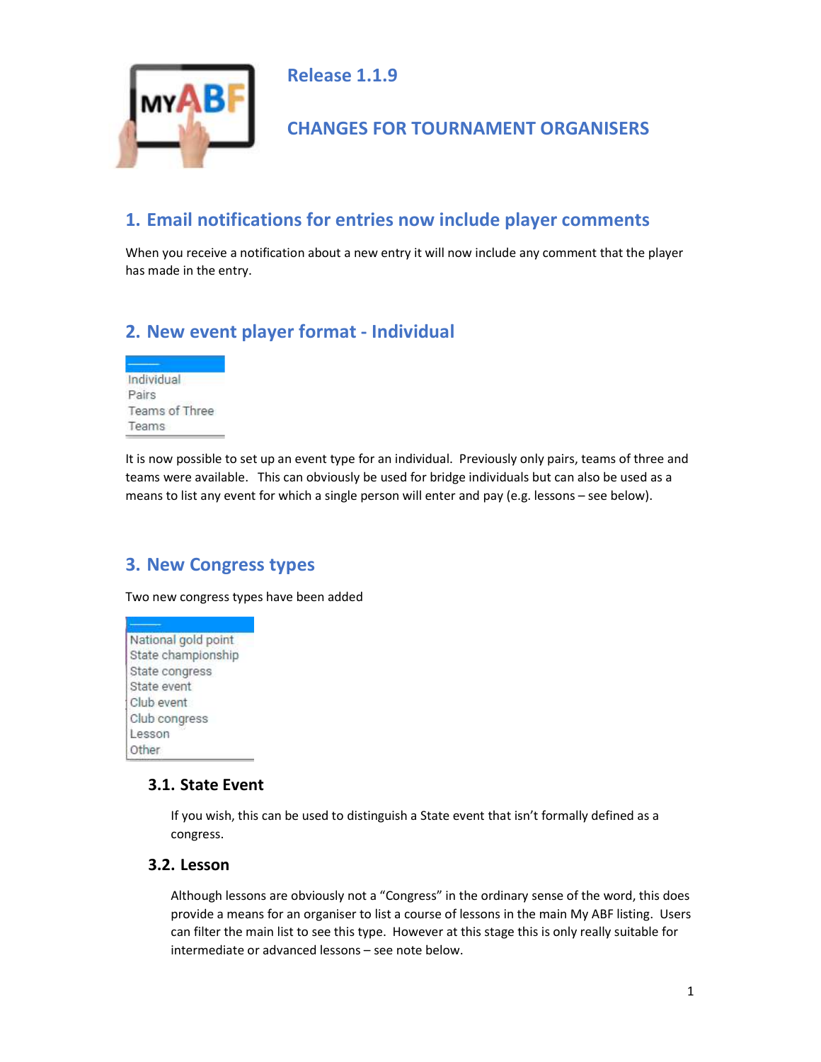# Release 1.1.9

# CHANGES FOR TOURNAMENT ORGANISERS

## 1. Email notifications for entries now include player comments

When you receive a notification about a new entry it will now include any comment that the player has made in the entry.

## 2. New event player format - Individual

- Individual
- Pairs
- Teams of Three
- Teams

It is now possible to set up an event type for an individual. Previously only pairs, teams of three and teams were available. This can obviously be used for bridge individuals but can also be used as a means to list any event for which a single person will enter and pay (e.g. lessons – see below).

## 3. New Congress types

Two new congress types have been added

- National gold point
- State championship
- State congress
- State event
- Club event
- Club congress
- Lesson
- Other

### 3.1. State Event

If you wish, this can be used to distinguish a State event that isn't formally defined as a congress.

### 3.2. Lesson

Although lessons are obviously not a "Congress" in the ordinary sense of the word, this does provide a means for an organiser to list a course of lessons in the main My ABF listing. Users can filter the main list to see this type. However at this stage this is only really suitable for intermediate or advanced lessons – see note below.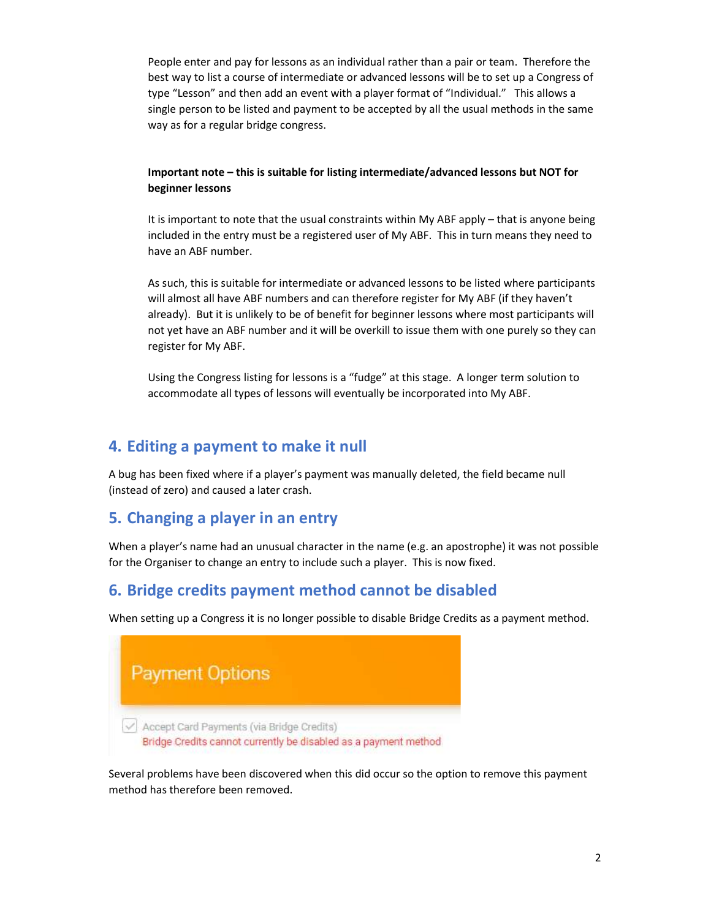People enter and pay for lessons as an individual rather than a pair or team. Therefore the best way to list a course of intermediate or advanced lessons will be to set up a Congress of type "Lesson" and then add an event with a player format of "Individual." This allows a single person to be listed and payment to be accepted by all the usual methods in the same way as for a regular bridge congress.

**Important note – this is suitable for listing intermediate/advanced lessons but NOT for beginner lessons**

It is important to note that the usual constraints within My ABF apply – that is anyone being included in the entry must be a registered user of My ABF. This in turn means they need to have an ABF number.

As such, this is suitable for intermediate or advanced lessons to be listed where participants will almost all have ABF numbers and can therefore register for My ABF (if they haven't already). But it is unlikely to be of benefit for beginner lessons where most participants will not yet have an ABF number and it will be overkill to issue them with one purely so they can register for My ABF.

Using the Congress listing for lessons is a "fudge" at this stage. A longer term solution to accommodate all types of lessons will eventually be incorporated into My ABF.

## 4. Editing a payment to make it null

A bug has been fixed where if a player's payment was manually deleted, the field became null (instead of zero) and caused a later crash.

## 5. Changing a player in an entry

When a player's name had an unusual character in the name (e.g. an apostrophe) it was not possible for the Organiser to change an entry to include such a player. This is now fixed.

## 6. Bridge credits payment method cannot be disabled

When setting up a Congress it is no longer possible to disable Bridge Credits as a payment method.

Payment Options

Accept Card Payments (via Bridge Credits)

Bridge Credits cannot currently be disabled as a payment method

Several problems have been discovered when this did occur so the option to remove this payment method has therefore been removed.